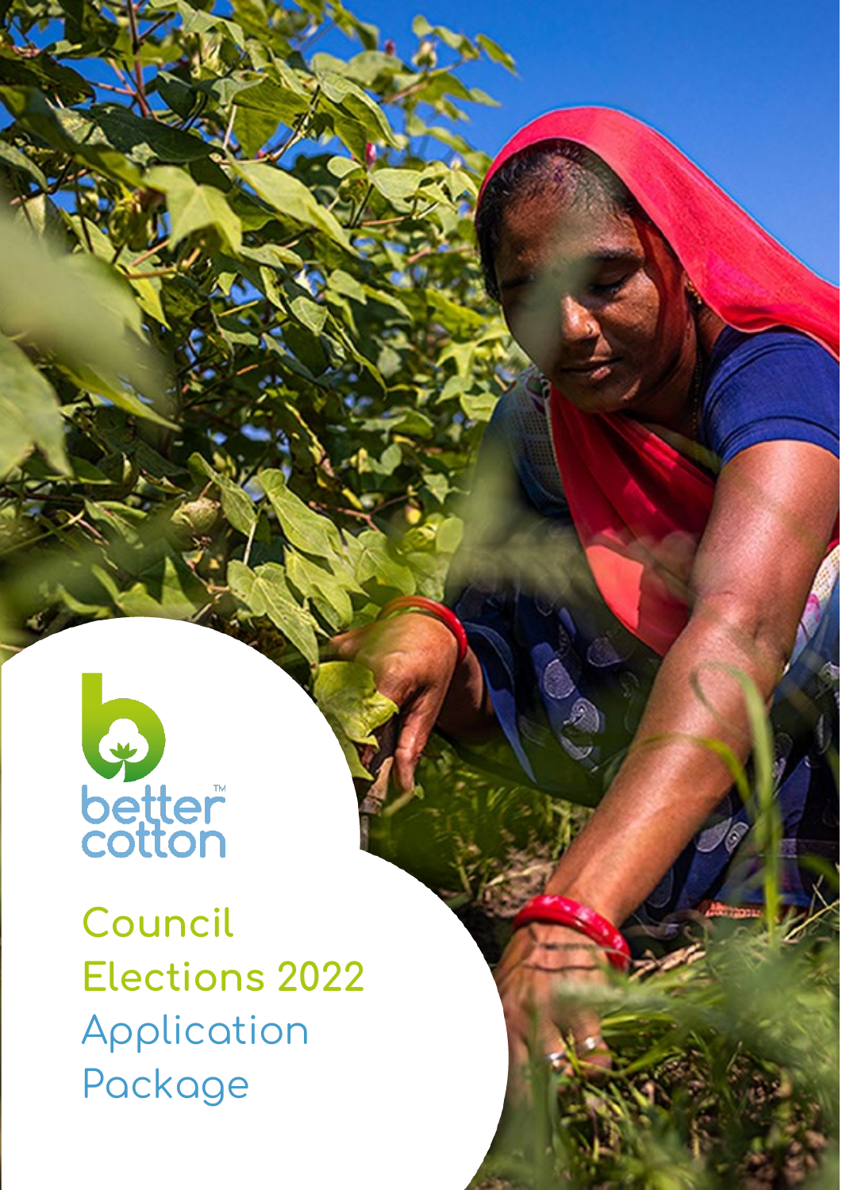better cotton™

# Council Elections 2022 Application Package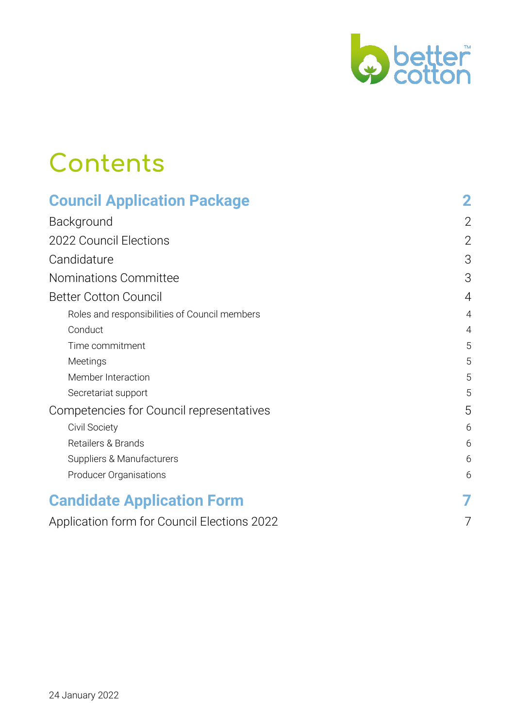# Contents

| | |
|---|---|
| **Council Application Package** | **2** |
| Background | 2 |
| 2022 Council Elections | 2 |
| Candidature | 3 |
| Nominations Committee | 3 |
| Better Cotton Council | 4 |
| Roles and responsibilities of Council members | 4 |
| Conduct | 4 |
| Time commitment | 5 |
| Meetings | 5 |
| Member Interaction | 5 |
| Secretariat support | 5 |
| Competencies for Council representatives | 5 |
| Civil Society | 6 |
| Retailers & Brands | 6 |
| Suppliers & Manufacturers | 6 |
| Producer Organisations | 6 |
| **Candidate Application Form** | **7** |
| Application form for Council Elections 2022 | 7 |

24 January 2022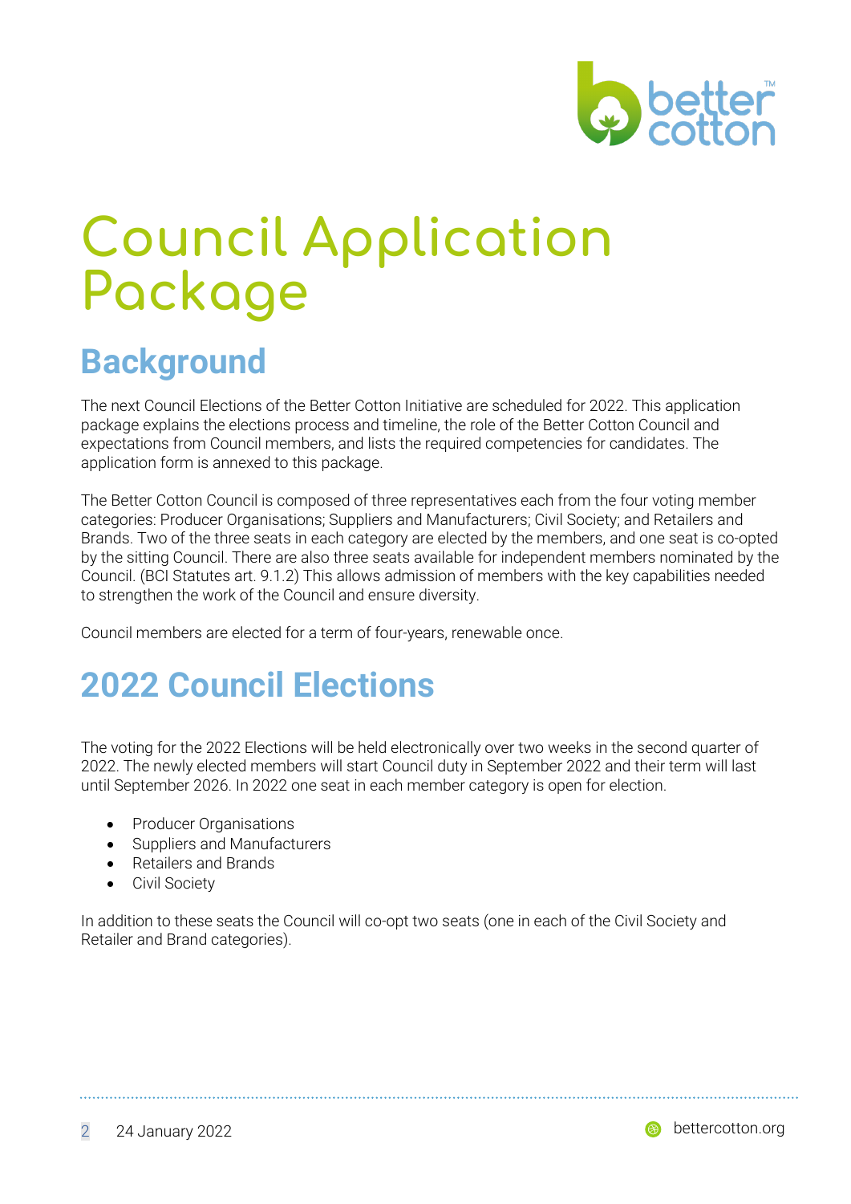# Council Application Package

## Background

The next Council Elections of the Better Cotton Initiative are scheduled for 2022. This application package explains the elections process and timeline, the role of the Better Cotton Council and expectations from Council members, and lists the required competencies for candidates. The application form is annexed to this package.

The Better Cotton Council is composed of three representatives each from the four voting member categories: Producer Organisations; Suppliers and Manufacturers; Civil Society; and Retailers and Brands. Two of the three seats in each category are elected by the members, and one seat is co-opted by the sitting Council. There are also three seats available for independent members nominated by the Council. (BCI Statutes art. 9.1.2) This allows admission of members with the key capabilities needed to strengthen the work of the Council and ensure diversity.

Council members are elected for a term of four-years, renewable once.

## 2022 Council Elections

The voting for the 2022 Elections will be held electronically over two weeks in the second quarter of 2022. The newly elected members will start Council duty in September 2022 and their term will last until September 2026. In 2022 one seat in each member category is open for election.

- Producer Organisations
- Suppliers and Manufacturers
- Retailers and Brands
- Civil Society

In addition to these seats the Council will co-opt two seats (one in each of the Civil Society and Retailer and Brand categories).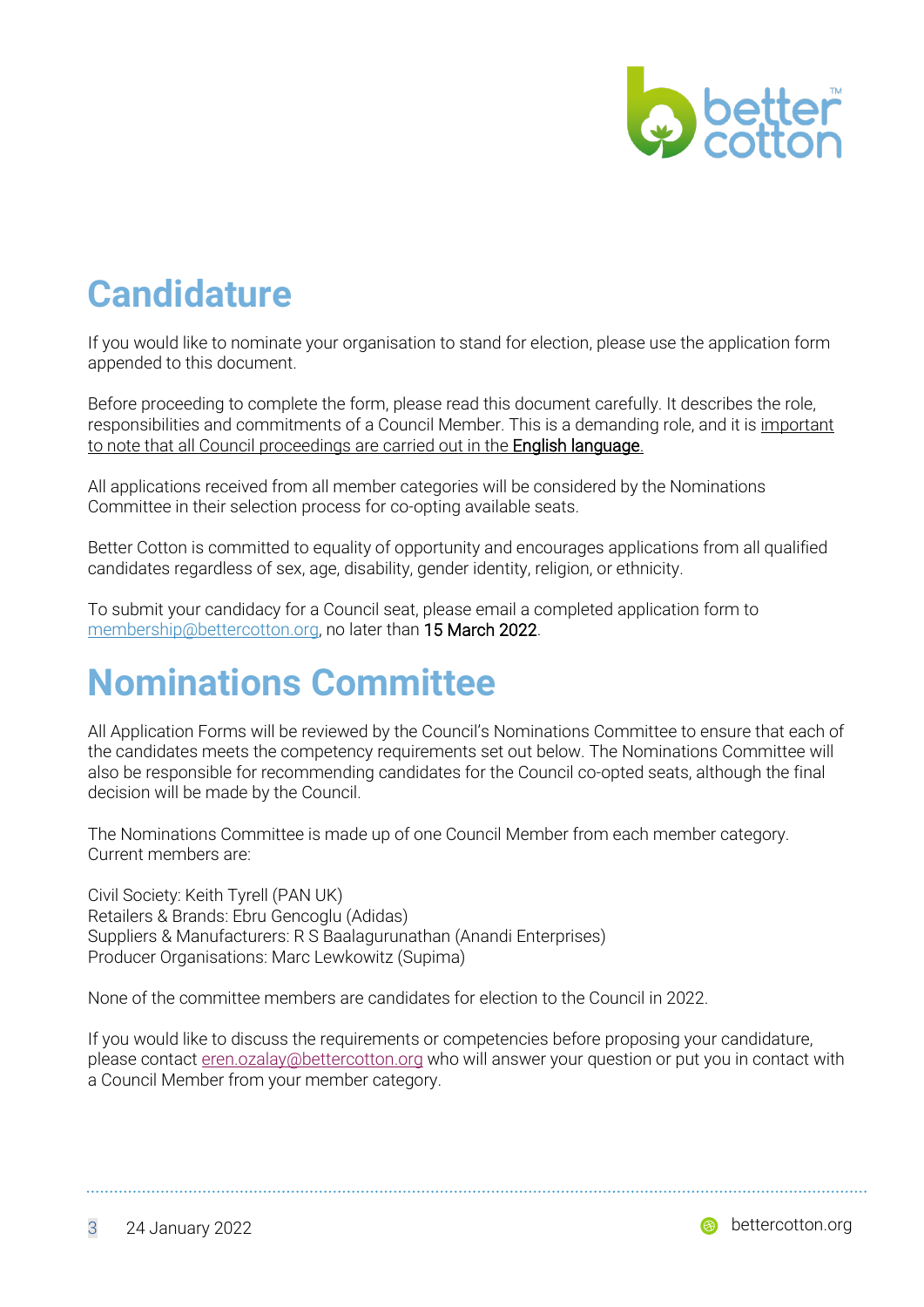# Candidature

If you would like to nominate your organisation to stand for election, please use the application form appended to this document.

Before proceeding to complete the form, please read this document carefully. It describes the role, responsibilities and commitments of a Council Member. This is a demanding role, and it is important to note that all Council proceedings are carried out in the **English language**.

All applications received from all member categories will be considered by the Nominations Committee in their selection process for co-opting available seats.

Better Cotton is committed to equality of opportunity and encourages applications from all qualified candidates regardless of sex, age, disability, gender identity, religion, or ethnicity.

To submit your candidacy for a Council seat, please email a completed application form to membership@bettercotton.org, no later than **15 March 2022**.

# Nominations Committee

All Application Forms will be reviewed by the Council's Nominations Committee to ensure that each of the candidates meets the competency requirements set out below. The Nominations Committee will also be responsible for recommending candidates for the Council co-opted seats, although the final decision will be made by the Council.

The Nominations Committee is made up of one Council Member from each member category. Current members are:

Civil Society: Keith Tyrell (PAN UK)
Retailers & Brands: Ebru Gencoglu (Adidas)
Suppliers & Manufacturers: R S Baalagurunathan (Anandi Enterprises)
Producer Organisations: Marc Lewkowitz (Supima)

None of the committee members are candidates for election to the Council in 2022.

If you would like to discuss the requirements or competencies before proposing your candidature, please contact eren.ozalay@bettercotton.org who will answer your question or put you in contact with a Council Member from your member category.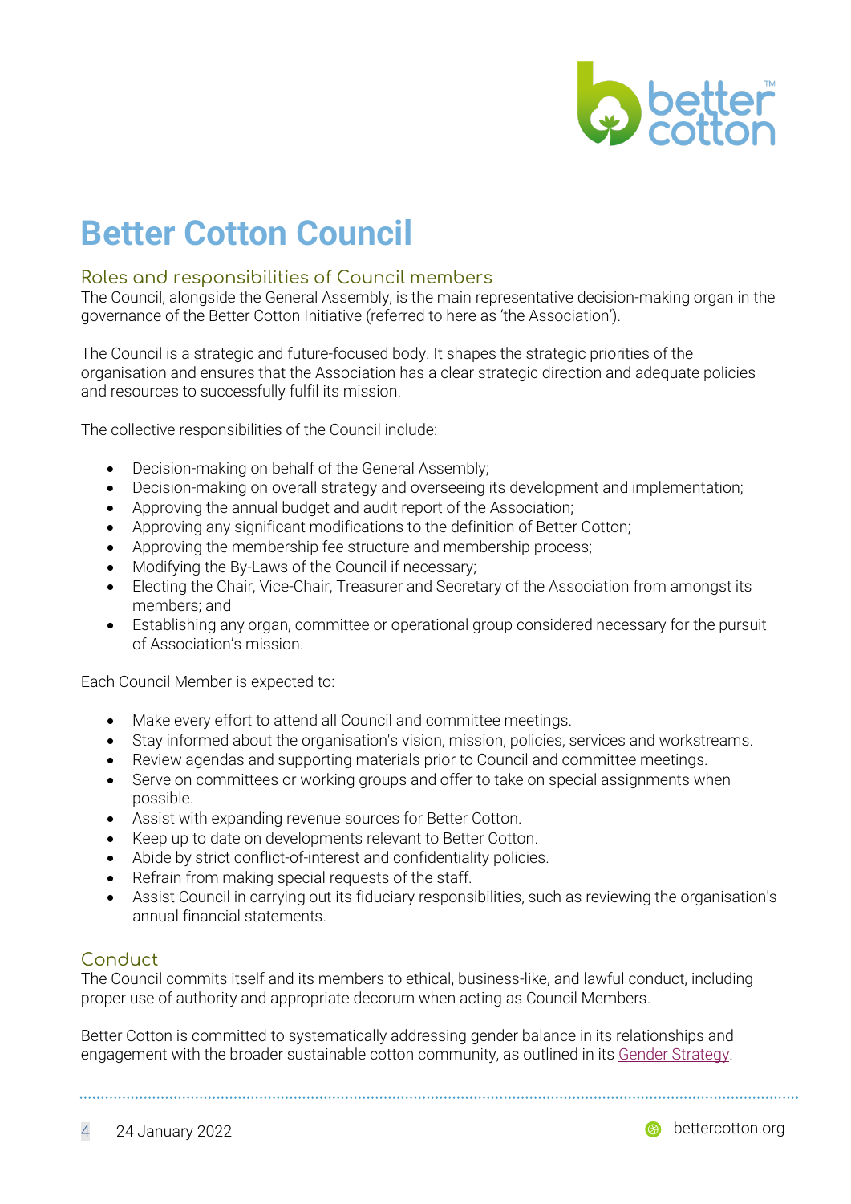# Better Cotton Council

## Roles and responsibilities of Council members

The Council, alongside the General Assembly, is the main representative decision-making organ in the governance of the Better Cotton Initiative (referred to here as 'the Association').

The Council is a strategic and future-focused body. It shapes the strategic priorities of the organisation and ensures that the Association has a clear strategic direction and adequate policies and resources to successfully fulfil its mission.

The collective responsibilities of the Council include:

- Decision-making on behalf of the General Assembly;
- Decision-making on overall strategy and overseeing its development and implementation;
- Approving the annual budget and audit report of the Association;
- Approving any significant modifications to the definition of Better Cotton;
- Approving the membership fee structure and membership process;
- Modifying the By-Laws of the Council if necessary;
- Electing the Chair, Vice-Chair, Treasurer and Secretary of the Association from amongst its members; and
- Establishing any organ, committee or operational group considered necessary for the pursuit of Association's mission.

Each Council Member is expected to:

- Make every effort to attend all Council and committee meetings.
- Stay informed about the organisation's vision, mission, policies, services and workstreams.
- Review agendas and supporting materials prior to Council and committee meetings.
- Serve on committees or working groups and offer to take on special assignments when possible.
- Assist with expanding revenue sources for Better Cotton.
- Keep up to date on developments relevant to Better Cotton.
- Abide by strict conflict-of-interest and confidentiality policies.
- Refrain from making special requests of the staff.
- Assist Council in carrying out its fiduciary responsibilities, such as reviewing the organisation's annual financial statements.

## Conduct

The Council commits itself and its members to ethical, business-like, and lawful conduct, including proper use of authority and appropriate decorum when acting as Council Members.

Better Cotton is committed to systematically addressing gender balance in its relationships and engagement with the broader sustainable cotton community, as outlined in its Gender Strategy.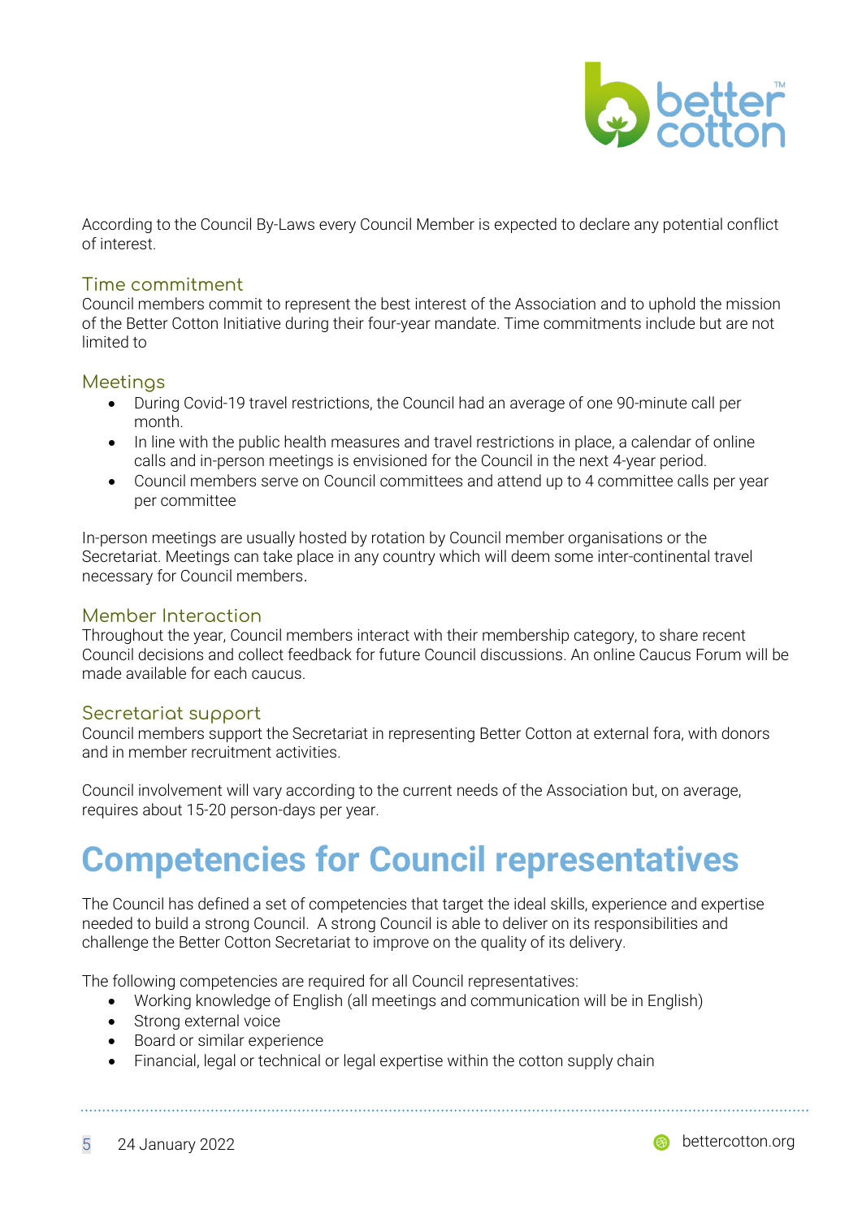According to the Council By-Laws every Council Member is expected to declare any potential conflict of interest.

### Time commitment

Council members commit to represent the best interest of the Association and to uphold the mission of the Better Cotton Initiative during their four-year mandate. Time commitments include but are not limited to

### Meetings

- During Covid-19 travel restrictions, the Council had an average of one 90-minute call per month.
- In line with the public health measures and travel restrictions in place, a calendar of online calls and in-person meetings is envisioned for the Council in the next 4-year period.
- Council members serve on Council committees and attend up to 4 committee calls per year per committee

In-person meetings are usually hosted by rotation by Council member organisations or the Secretariat. Meetings can take place in any country which will deem some inter-continental travel necessary for Council members.

### Member Interaction

Throughout the year, Council members interact with their membership category, to share recent Council decisions and collect feedback for future Council discussions. An online Caucus Forum will be made available for each caucus.

### Secretariat support

Council members support the Secretariat in representing Better Cotton at external fora, with donors and in member recruitment activities.

Council involvement will vary according to the current needs of the Association but, on average, requires about 15-20 person-days per year.

# Competencies for Council representatives

The Council has defined a set of competencies that target the ideal skills, experience and expertise needed to build a strong Council. A strong Council is able to deliver on its responsibilities and challenge the Better Cotton Secretariat to improve on the quality of its delivery.

The following competencies are required for all Council representatives:

- Working knowledge of English (all meetings and communication will be in English)
- Strong external voice
- Board or similar experience
- Financial, legal or technical or legal expertise within the cotton supply chain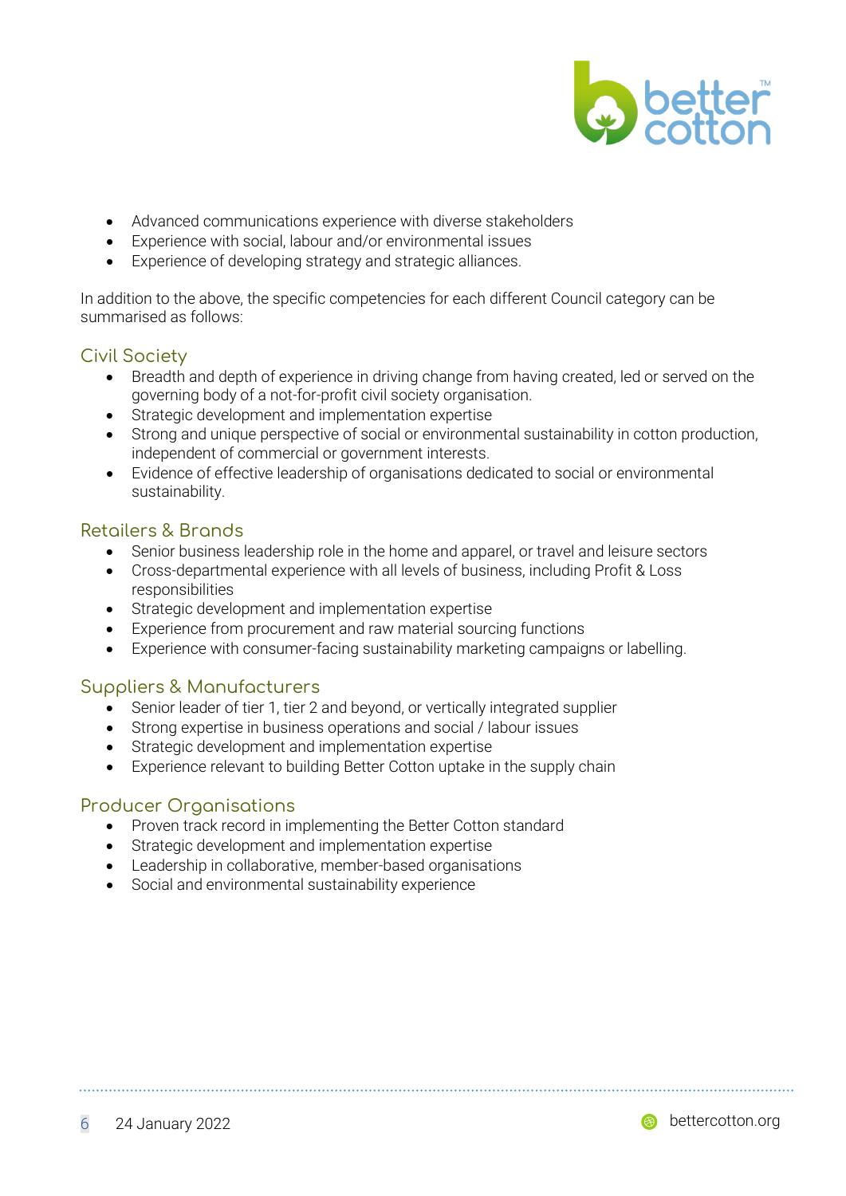- Advanced communications experience with diverse stakeholders
- Experience with social, labour and/or environmental issues
- Experience of developing strategy and strategic alliances.

In addition to the above, the specific competencies for each different Council category can be summarised as follows:

### Civil Society

- Breadth and depth of experience in driving change from having created, led or served on the governing body of a not-for-profit civil society organisation.
- Strategic development and implementation expertise
- Strong and unique perspective of social or environmental sustainability in cotton production, independent of commercial or government interests.
- Evidence of effective leadership of organisations dedicated to social or environmental sustainability.

### Retailers & Brands

- Senior business leadership role in the home and apparel, or travel and leisure sectors
- Cross-departmental experience with all levels of business, including Profit & Loss responsibilities
- Strategic development and implementation expertise
- Experience from procurement and raw material sourcing functions
- Experience with consumer-facing sustainability marketing campaigns or labelling.

### Suppliers & Manufacturers

- Senior leader of tier 1, tier 2 and beyond, or vertically integrated supplier
- Strong expertise in business operations and social / labour issues
- Strategic development and implementation expertise
- Experience relevant to building Better Cotton uptake in the supply chain

### Producer Organisations

- Proven track record in implementing the Better Cotton standard
- Strategic development and implementation expertise
- Leadership in collaborative, member-based organisations
- Social and environmental sustainability experience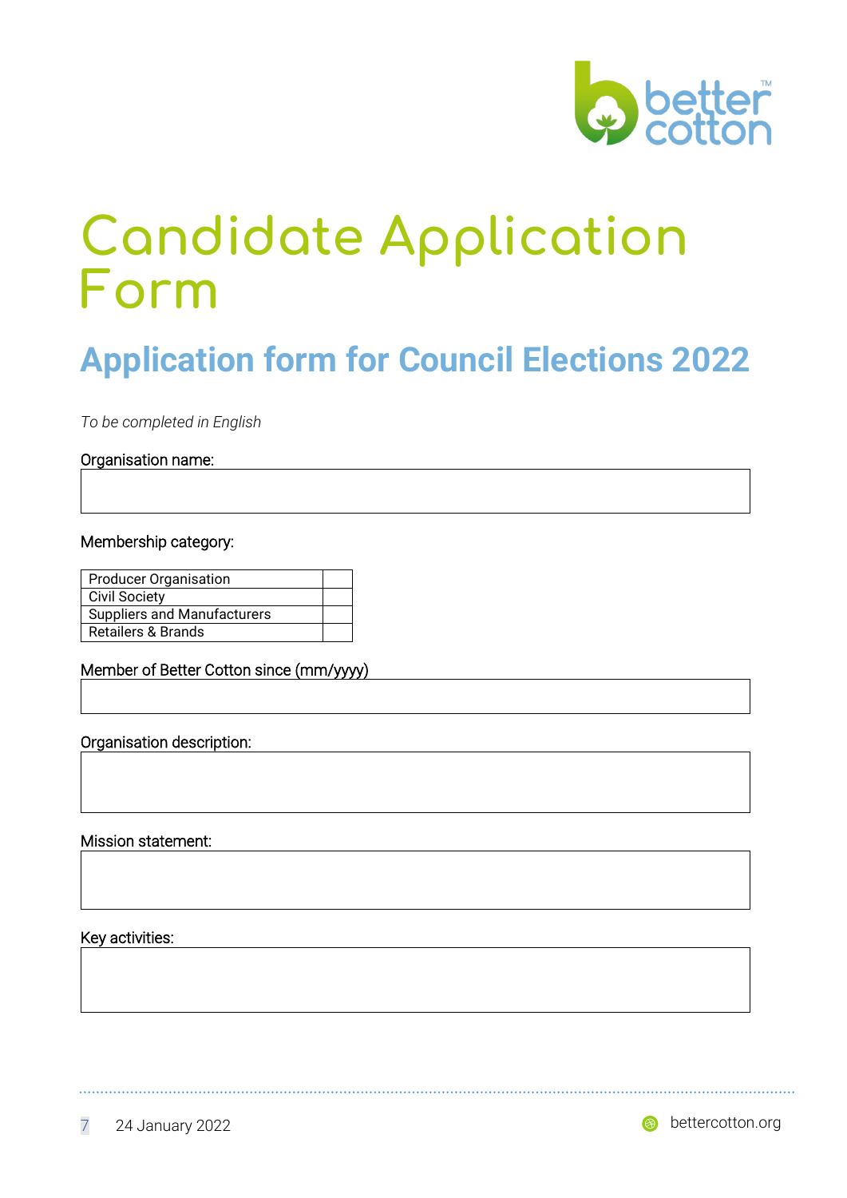# Candidate Application Form

## Application form for Council Elections 2022

*To be completed in English*

Organisation name:

Membership category:

| Producer Organisation | |
|---|---|
| Civil Society | |
| Suppliers and Manufacturers | |
| Retailers & Brands | |

Member of Better Cotton since (mm/yyyy)

Organisation description:

Mission statement:

Key activities: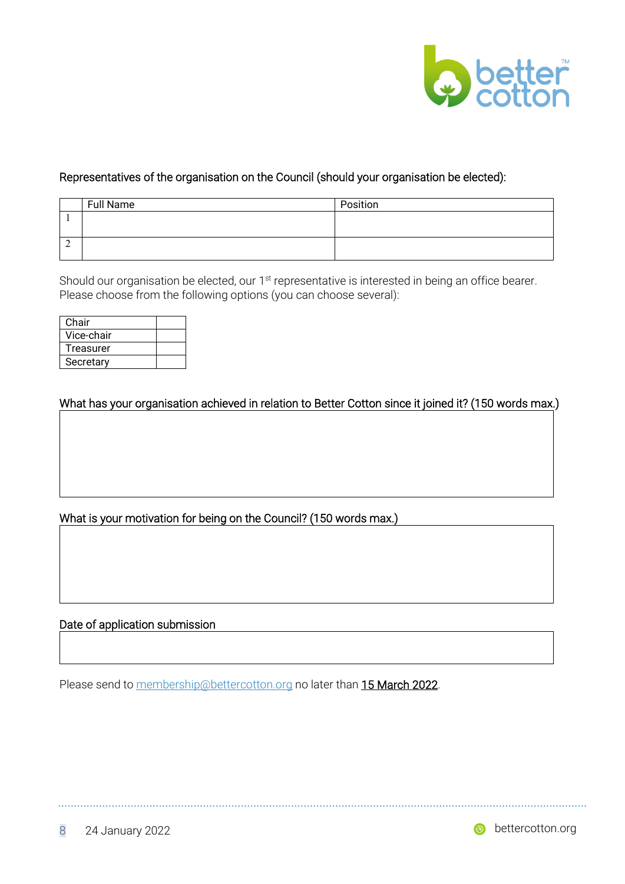Representatives of the organisation on the Council (should your organisation be elected):

| | Full Name | Position |
|---|---|---|
| 1 | | |
| 2 | | |

Should our organisation be elected, our 1st representative is interested in being an office bearer. Please choose from the following options (you can choose several):

| | |
|---|---|
| Chair | |
| Vice-chair | |
| Treasurer | |
| Secretary | |

What has your organisation achieved in relation to Better Cotton since it joined it? (150 words max.)

| |
|---|
| |

What is your motivation for being on the Council? (150 words max.)

| |
|---|
| |

Date of application submission

| |
|---|
| |

Please send to membership@bettercotton.org no later than 15 March 2022.